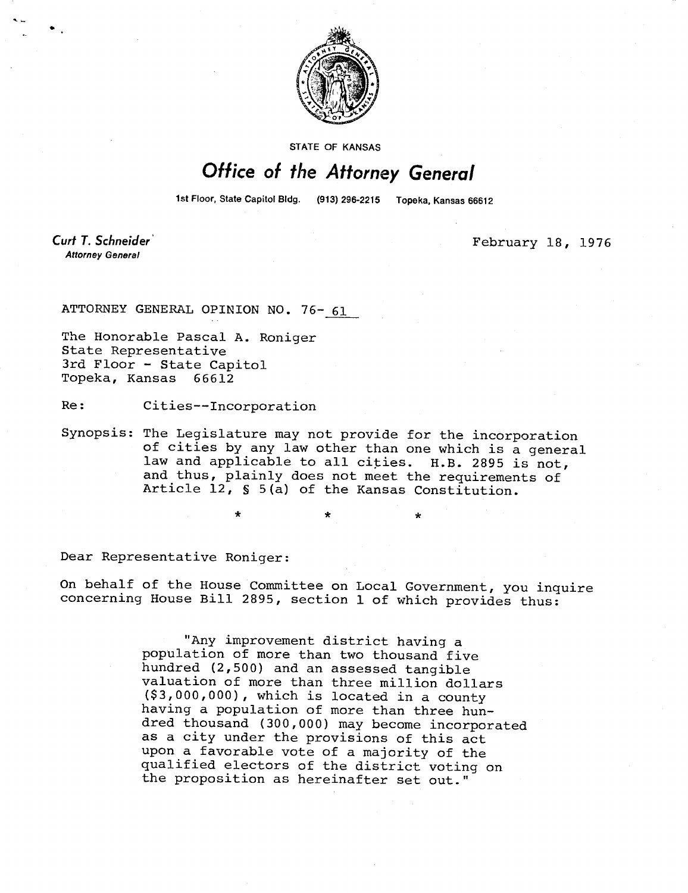STATE OF KANSAS

# Office of the Attorney General

1st Floor, State Capitol Bldg. (913) 296-2215 Topeka, Kansas 66612

**Curt T. Schneider**
*Attorney General*

February 18, 1976

ATTORNEY GENERAL OPINION NO. 76- 61

The Honorable Pascal A. Roniger
State Representative
3rd Floor - State Capitol
Topeka, Kansas 66612

Re: Cities--Incorporation

Synopsis: The Legislature may not provide for the incorporation of cities by any law other than one which is a general law and applicable to all cities. H.B. 2895 is not, and thus, plainly does not meet the requirements of Article 12, § 5(a) of the Kansas Constitution.

\* \* \*

Dear Representative Roniger:

On behalf of the House Committee on Local Government, you inquire concerning House Bill 2895, section 1 of which provides thus:

> "Any improvement district having a population of more than two thousand five hundred (2,500) and an assessed tangible valuation of more than three million dollars ($3,000,000), which is located in a county having a population of more than three hundred thousand (300,000) may become incorporated as a city under the provisions of this act upon a favorable vote of a majority of the qualified electors of the district voting on the proposition as hereinafter set out."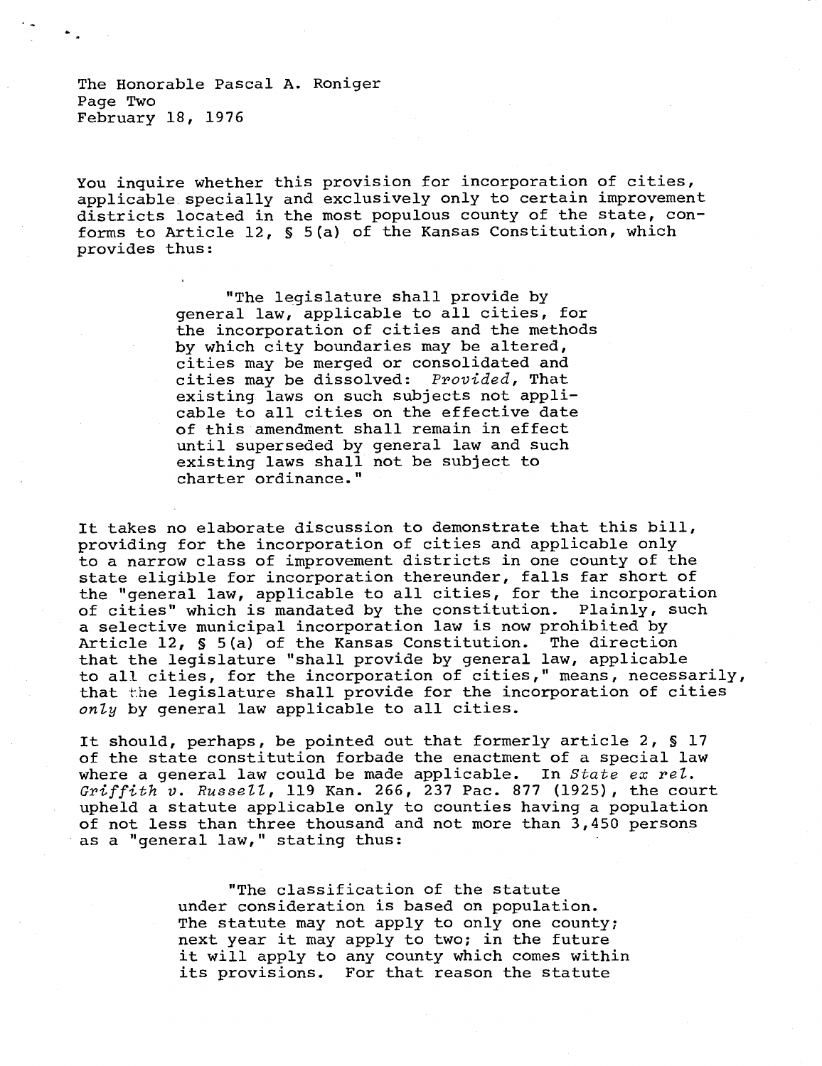You inquire whether this provision for incorporation of cities, applicable specially and exclusively only to certain improvement districts located in the most populous county of the state, conforms to Article 12, § 5(a) of the Kansas Constitution, which provides thus:

> "The legislature shall provide by general law, applicable to all cities, for the incorporation of cities and the methods by which city boundaries may be altered, cities may be merged or consolidated and cities may be dissolved: *Provided*, That existing laws on such subjects not applicable to all cities on the effective date of this amendment shall remain in effect until superseded by general law and such existing laws shall not be subject to charter ordinance."

It takes no elaborate discussion to demonstrate that this bill, providing for the incorporation of cities and applicable only to a narrow class of improvement districts in one county of the state eligible for incorporation thereunder, falls far short of the "general law, applicable to all cities, for the incorporation of cities" which is mandated by the constitution. Plainly, such a selective municipal incorporation law is now prohibited by Article 12, § 5(a) of the Kansas Constitution. The direction that the legislature "shall provide by general law, applicable to all cities, for the incorporation of cities," means, necessarily, that the legislature shall provide for the incorporation of cities *only* by general law applicable to all cities.

It should, perhaps, be pointed out that formerly article 2, § 17 of the state constitution forbade the enactment of a special law where a general law could be made applicable. In *State ex rel. Griffith v. Russell*, 119 Kan. 266, 237 Pac. 877 (1925), the court upheld a statute applicable only to counties having a population of not less than three thousand and not more than 3,450 persons as a "general law," stating thus:

> "The classification of the statute under consideration is based on population. The statute may not apply to only one county; next year it may apply to two; in the future it will apply to any county which comes within its provisions. For that reason the statute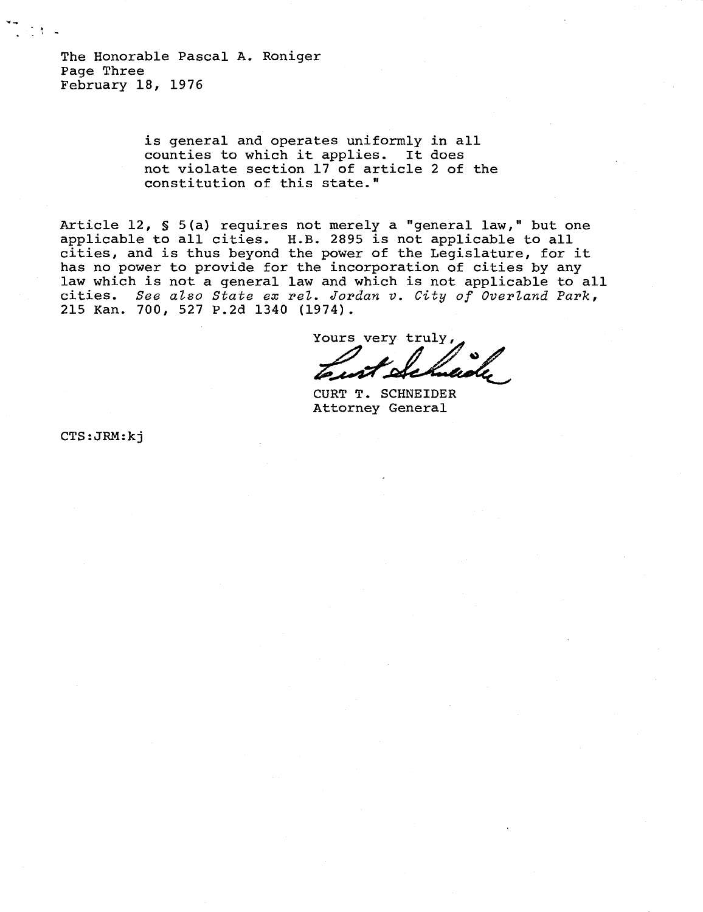The Honorable Pascal A. Roniger
Page Three
February 18, 1976

> is general and operates uniformly in all counties to which it applies. It does not violate section 17 of article 2 of the constitution of this state."

Article 12, § 5(a) requires not merely a "general law," but one applicable to all cities. H.B. 2895 is not applicable to all cities, and is thus beyond the power of the Legislature, for it has no power to provide for the incorporation of cities by any law which is not a general law and which is not applicable to all cities. *See also State ex rel. Jordan v. City of Overland Park*, 215 Kan. 700, 527 P.2d 1340 (1974).

Yours very truly,

CURT T. SCHNEIDER
Attorney General

CTS:JRM:kj